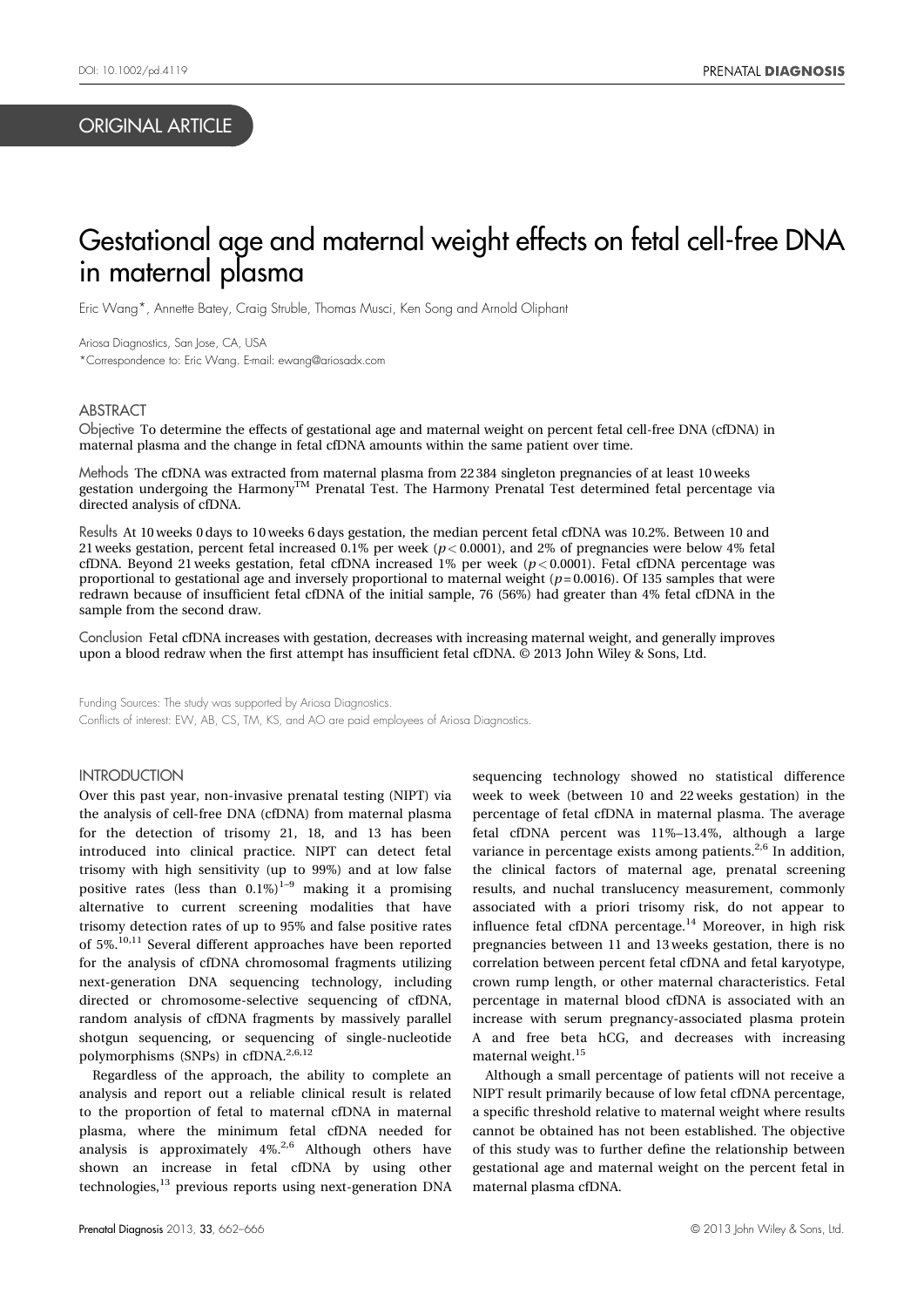ORIGINAL ARTICLE

# Gestational age and maternal weight effects on fetal cell-free DNA in maternal plasma

Eric Wang*, Annette Batey, Craig Struble, Thomas Musci, Ken Song and Arnold Oliphant

Ariosa Diagnostics, San Jose, CA, USA

*Correspondence to: Eric Wang. E-mail: ewang@ariosadx.com

## ABSTRACT

**Objective** To determine the effects of gestational age and maternal weight on percent fetal cell-free DNA (cfDNA) in maternal plasma and the change in fetal cfDNA amounts within the same patient over time.

**Methods** The cfDNA was extracted from maternal plasma from 22 384 singleton pregnancies of at least 10 weeks gestation undergoing the Harmony™ Prenatal Test. The Harmony Prenatal Test determined fetal percentage via directed analysis of cfDNA.

**Results** At 10 weeks 0 days to 10 weeks 6 days gestation, the median percent fetal cfDNA was 10.2%. Between 10 and 21 weeks gestation, percent fetal increased 0.1% per week ($p < 0.0001$), and 2% of pregnancies were below 4% fetal cfDNA. Beyond 21 weeks gestation, fetal cfDNA increased 1% per week ($p < 0.0001$). Fetal cfDNA percentage was proportional to gestational age and inversely proportional to maternal weight ($p = 0.0016$). Of 135 samples that were redrawn because of insufficient fetal cfDNA of the initial sample, 76 (56%) had greater than 4% fetal cfDNA in the sample from the second draw.

**Conclusion** Fetal cfDNA increases with gestation, decreases with increasing maternal weight, and generally improves upon a blood redraw when the first attempt has insufficient fetal cfDNA. © 2013 John Wiley & Sons, Ltd.

Funding Sources: The study was supported by Ariosa Diagnostics.
Conflicts of interest: EW, AB, CS, TM, KS, and AO are paid employees of Ariosa Diagnostics.

## INTRODUCTION

Over this past year, non-invasive prenatal testing (NIPT) via the analysis of cell-free DNA (cfDNA) from maternal plasma for the detection of trisomy 21, 18, and 13 has been introduced into clinical practice. NIPT can detect fetal trisomy with high sensitivity (up to 99%) and at low false positive rates (less than 0.1%)[1–9] making it a promising alternative to current screening modalities that have trisomy detection rates of up to 95% and false positive rates of 5%.[10,11] Several different approaches have been reported for the analysis of cfDNA chromosomal fragments utilizing next-generation DNA sequencing technology, including directed or chromosome-selective sequencing of cfDNA, random analysis of cfDNA fragments by massively parallel shotgun sequencing, or sequencing of single-nucleotide polymorphisms (SNPs) in cfDNA.[2,6,12]

Regardless of the approach, the ability to complete an analysis and report out a reliable clinical result is related to the proportion of fetal to maternal cfDNA in maternal plasma, where the minimum fetal cfDNA needed for analysis is approximately 4%.[2,6] Although others have shown an increase in fetal cfDNA by using other technologies,[13] previous reports using next-generation DNA sequencing technology showed no statistical difference week to week (between 10 and 22 weeks gestation) in the percentage of fetal cfDNA in maternal plasma. The average fetal cfDNA percent was 11%–13.4%, although a large variance in percentage exists among patients.[2,6] In addition, the clinical factors of maternal age, prenatal screening results, and nuchal translucency measurement, commonly associated with a priori trisomy risk, do not appear to influence fetal cfDNA percentage.[14] Moreover, in high risk pregnancies between 11 and 13 weeks gestation, there is no correlation between percent fetal cfDNA and fetal karyotype, crown rump length, or other maternal characteristics. Fetal percentage in maternal blood cfDNA is associated with an increase with serum pregnancy-associated plasma protein A and free beta hCG, and decreases with increasing maternal weight.[15]

Although a small percentage of patients will not receive a NIPT result primarily because of low fetal cfDNA percentage, a specific threshold relative to maternal weight where results cannot be obtained has not been established. The objective of this study was to further define the relationship between gestational age and maternal weight on the percent fetal in maternal plasma cfDNA.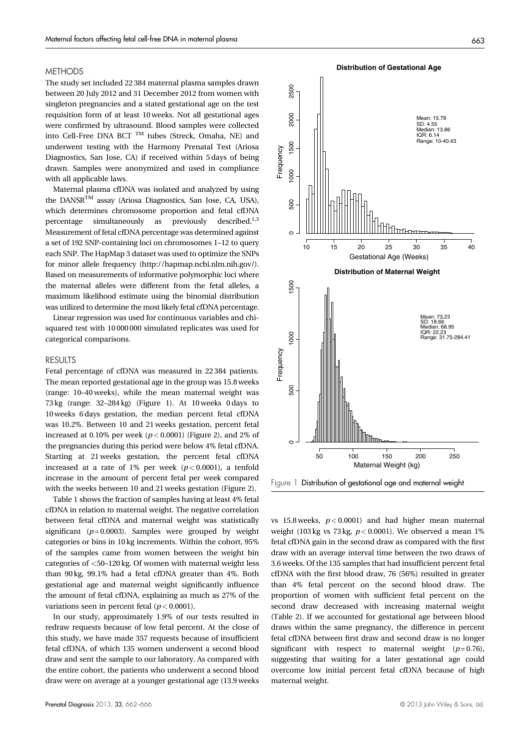## METHODS

The study set included 22 384 maternal plasma samples drawn between 20 July 2012 and 31 December 2012 from women with singleton pregnancies and a stated gestational age on the test requisition form of at least 10 weeks. Not all gestational ages were confirmed by ultrasound. Blood samples were collected into Cell-Free DNA BCT ™ tubes (Streck, Omaha, NE) and underwent testing with the Harmony Prenatal Test (Ariosa Diagnostics, San Jose, CA) if received within 5 days of being drawn. Samples were anonymized and used in compliance with all applicable laws.

Maternal plasma cfDNA was isolated and analyzed by using the DANSR™ assay (Ariosa Diagnostics, San Jose, CA, USA), which determines chromosome proportion and fetal cfDNA percentage simultaneously as previously described.[1,3] Measurement of fetal cfDNA percentage was determined against a set of 192 SNP-containing loci on chromosomes 1–12 to query each SNP. The HapMap 3 dataset was used to optimize the SNPs for minor allele frequency (http://hapmap.ncbi.nlm.nih.gov/). Based on measurements of informative polymorphic loci where the maternal alleles were different from the fetal alleles, a maximum likelihood estimate using the binomial distribution was utilized to determine the most likely fetal cfDNA percentage.

Linear regression was used for continuous variables and chi-squared test with 10 000 000 simulated replicates was used for categorical comparisons.

## RESULTS

Fetal percentage of cfDNA was measured in 22 384 patients. The mean reported gestational age in the group was 15.8 weeks (range: 10–40 weeks), while the mean maternal weight was 73 kg (range: 32–284 kg) (Figure 1). At 10 weeks 0 days to 10 weeks 6 days gestation, the median percent fetal cfDNA was 10.2%. Between 10 and 21 weeks gestation, percent fetal increased at 0.10% per week ($p < 0.0001$) (Figure 2), and 2% of the pregnancies during this period were below 4% fetal cfDNA. Starting at 21 weeks gestation, the percent fetal cfDNA increased at a rate of 1% per week ($p < 0.0001$), a tenfold increase in the amount of percent fetal per week compared with the weeks between 10 and 21 weeks gestation (Figure 2).

Table 1 shows the fraction of samples having at least 4% fetal cfDNA in relation to maternal weight. The negative correlation between fetal cfDNA and maternal weight was statistically significant ($p = 0.0003$). Samples were grouped by weight categories or bins in 10 kg increments. Within the cohort, 95% of the samples came from women between the weight bin categories of <50–120 kg. Of women with maternal weight less than 90 kg, 99.1% had a fetal cfDNA greater than 4%. Both gestational age and maternal weight significantly influence the amount of fetal cfDNA, explaining as much as 27% of the variations seen in percent fetal ($p < 0.0001$).

In our study, approximately 1.9% of our tests resulted in redraw requests because of low fetal percent. At the close of this study, we have made 357 requests because of insufficient fetal cfDNA, of which 135 women underwent a second blood draw and sent the sample to our laboratory. As compared with the entire cohort, the patients who underwent a second blood draw were on average at a younger gestational age (13.9 weeks vs 15.8 weeks, $p < 0.0001$) and had higher mean maternal weight (103 kg vs 73 kg, $p < 0.0001$). We observed a mean 1% fetal cfDNA gain in the second draw as compared with the first draw with an average interval time between the two draws of 3.6 weeks. Of the 135 samples that had insufficient percent fetal cfDNA with the first blood draw, 76 (56%) resulted in greater than 4% fetal percent on the second blood draw. The proportion of women with sufficient fetal percent on the second draw decreased with increasing maternal weight (Table 2). If we accounted for gestational age between blood draws within the same pregnancy, the difference in percent fetal cfDNA between first draw and second draw is no longer significant with respect to maternal weight ($p = 0.76$), suggesting that waiting for a later gestational age could overcome low initial percent fetal cfDNA because of high maternal weight.

**Distribution of Gestational Age**

Mean: 15.79
SD: 4.55
Median: 13.86
IQR: 6.14
Range: 10-40.43

**Distribution of Maternal Weight**

Mean: 73.23
SD: 18.66
Median: 68.95
IQR: 22.23
Range: 31.75-284.41

Figure 1 Distribution of gestational age and maternal weight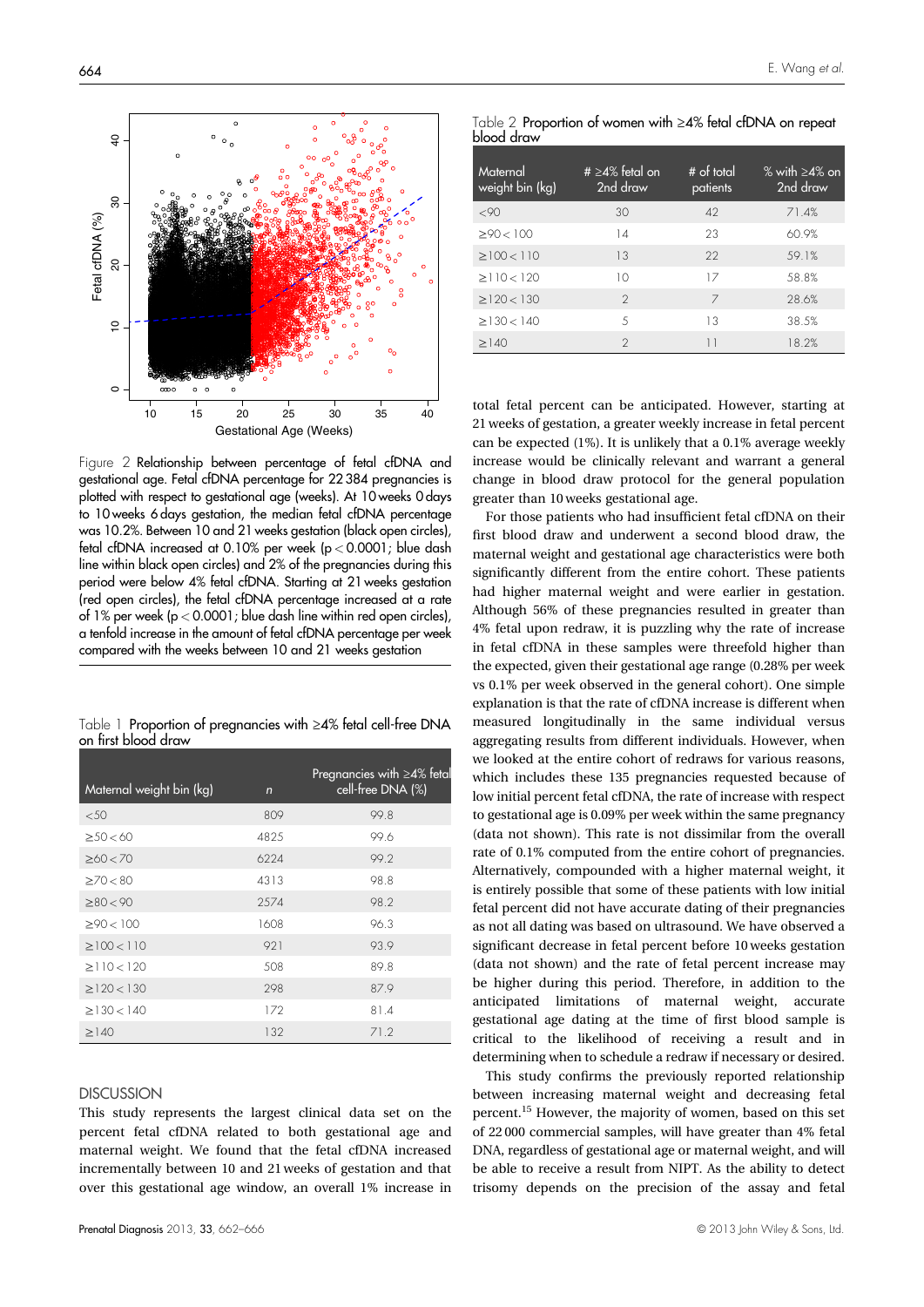Figure 2 Relationship between percentage of fetal cfDNA and gestational age. Fetal cfDNA percentage for 22 384 pregnancies is plotted with respect to gestational age (weeks). At 10 weeks 0 days to 10 weeks 6 days gestation, the median fetal cfDNA percentage was 10.2%. Between 10 and 21 weeks gestation (black open circles), fetal cfDNA increased at 0.10% per week ($p < 0.0001$; blue dash line within black open circles) and 2% of the pregnancies during this period were below 4% fetal cfDNA. Starting at 21 weeks gestation (red open circles), the fetal cfDNA percentage increased at a rate of 1% per week ($p < 0.0001$; blue dash line within red open circles), a tenfold increase in the amount of fetal cfDNA percentage per week compared with the weeks between 10 and 21 weeks gestation

Table 1 Proportion of pregnancies with ≥4% fetal cell-free DNA on first blood draw

| Maternal weight bin (kg) | *n* | Pregnancies with ≥4% fetal cell-free DNA (%) |
|---|---|---|
| <50 | 809 | 99.8 |
| ≥50 < 60 | 4825 | 99.6 |
| ≥60 < 70 | 6224 | 99.2 |
| ≥70 < 80 | 4313 | 98.8 |
| ≥80 < 90 | 2574 | 98.2 |
| ≥90 < 100 | 1608 | 96.3 |
| ≥100 < 110 | 921 | 93.9 |
| ≥110 < 120 | 508 | 89.8 |
| ≥120 < 130 | 298 | 87.9 |
| ≥130 < 140 | 172 | 81.4 |
| ≥140 | 132 | 71.2 |

## DISCUSSION

This study represents the largest clinical data set on the percent fetal cfDNA related to both gestational age and maternal weight. We found that the fetal cfDNA increased incrementally between 10 and 21 weeks of gestation and that over this gestational age window, an overall 1% increase in total fetal percent can be anticipated. However, starting at 21 weeks of gestation, a greater weekly increase in fetal percent can be expected (1%). It is unlikely that a 0.1% average weekly increase would be clinically relevant and warrant a general change in blood draw protocol for the general population greater than 10 weeks gestational age.

For those patients who had insufficient fetal cfDNA on their first blood draw and underwent a second blood draw, the maternal weight and gestational age characteristics were both significantly different from the entire cohort. These patients had higher maternal weight and were earlier in gestation. Although 56% of these pregnancies resulted in greater than 4% fetal upon redraw, it is puzzling why the rate of increase in fetal cfDNA in these samples were threefold higher than the expected, given their gestational age range (0.28% per week vs 0.1% per week observed in the general cohort). One simple explanation is that the rate of cfDNA increase is different when measured longitudinally in the same individual versus aggregating results from different individuals. However, when we looked at the entire cohort of redraws for various reasons, which includes these 135 pregnancies requested because of low initial percent fetal cfDNA, the rate of increase with respect to gestational age is 0.09% per week within the same pregnancy (data not shown). This rate is not dissimilar from the overall rate of 0.1% computed from the entire cohort of pregnancies. Alternatively, compounded with a higher maternal weight, it is entirely possible that some of these patients with low initial fetal percent did not have accurate dating of their pregnancies as not all dating was based on ultrasound. We have observed a significant decrease in fetal percent before 10 weeks gestation (data not shown) and the rate of fetal percent increase may be higher during this period. Therefore, in addition to the anticipated limitations of maternal weight, accurate gestational age dating at the time of first blood sample is critical to the likelihood of receiving a result and in determining when to schedule a redraw if necessary or desired.

This study confirms the previously reported relationship between increasing maternal weight and decreasing fetal percent.[15] However, the majority of women, based on this set of 22 000 commercial samples, will have greater than 4% fetal DNA, regardless of gestational age or maternal weight, and will be able to receive a result from NIPT. As the ability to detect trisomy depends on the precision of the assay and fetal

Table 2 Proportion of women with ≥4% fetal cfDNA on repeat blood draw

| Maternal weight bin (kg) | # ≥4% fetal on 2nd draw | # of total patients | % with ≥4% on 2nd draw |
|---|---|---|---|
| <90 | 30 | 42 | 71.4% |
| ≥90 < 100 | 14 | 23 | 60.9% |
| ≥100 < 110 | 13 | 22 | 59.1% |
| ≥110 < 120 | 10 | 17 | 58.8% |
| ≥120 < 130 | 2 | 7 | 28.6% |
| ≥130 < 140 | 5 | 13 | 38.5% |
| ≥140 | 2 | 11 | 18.2% |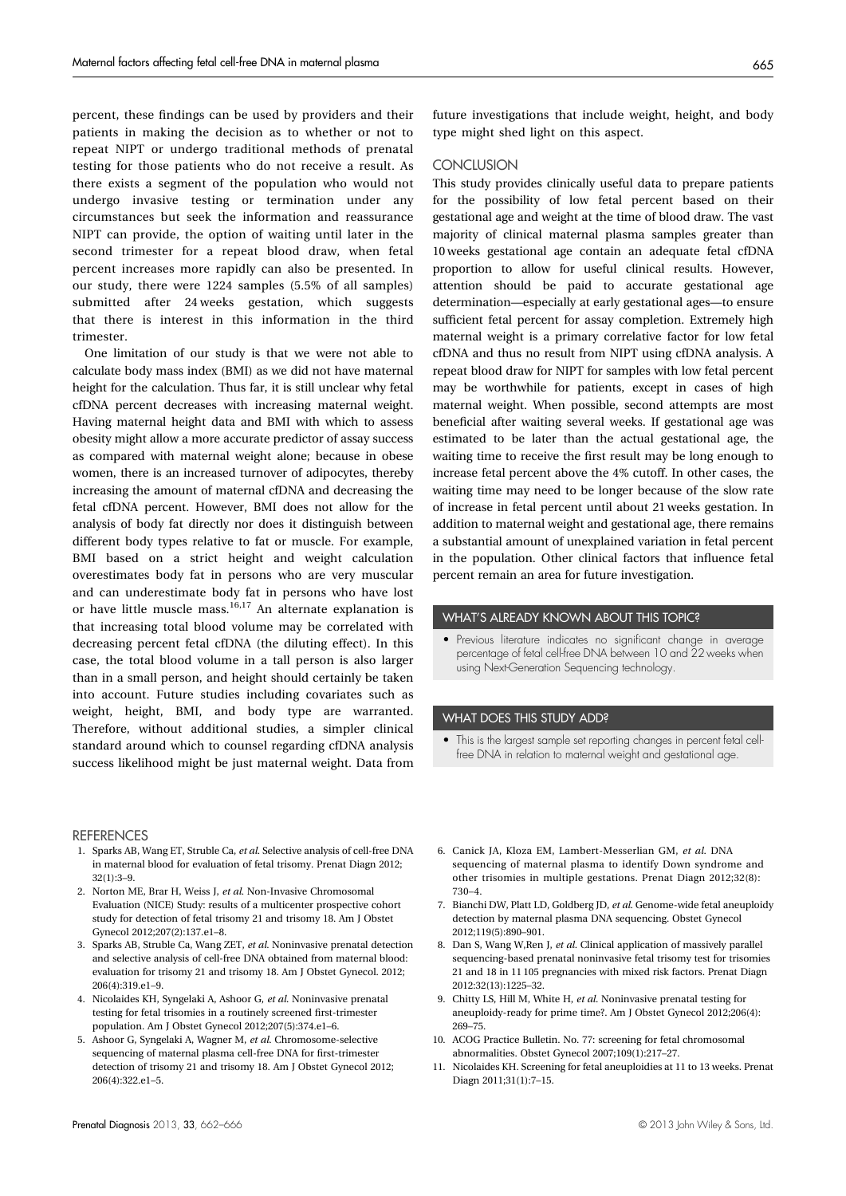percent, these findings can be used by providers and their patients in making the decision as to whether or not to repeat NIPT or undergo traditional methods of prenatal testing for those patients who do not receive a result. As there exists a segment of the population who would not undergo invasive testing or termination under any circumstances but seek the information and reassurance NIPT can provide, the option of waiting until later in the second trimester for a repeat blood draw, when fetal percent increases more rapidly can also be presented. In our study, there were 1224 samples (5.5% of all samples) submitted after 24 weeks gestation, which suggests that there is interest in this information in the third trimester.

One limitation of our study is that we were not able to calculate body mass index (BMI) as we did not have maternal height for the calculation. Thus far, it is still unclear why fetal cfDNA percent decreases with increasing maternal weight. Having maternal height data and BMI with which to assess obesity might allow a more accurate predictor of assay success as compared with maternal weight alone; because in obese women, there is an increased turnover of adipocytes, thereby increasing the amount of maternal cfDNA and decreasing the fetal cfDNA percent. However, BMI does not allow for the analysis of body fat directly nor does it distinguish between different body types relative to fat or muscle. For example, BMI based on a strict height and weight calculation overestimates body fat in persons who are very muscular and can underestimate body fat in persons who have lost or have little muscle mass.[16,17] An alternate explanation is that increasing total blood volume may be correlated with decreasing percent fetal cfDNA (the diluting effect). In this case, the total blood volume in a tall person is also larger than in a small person, and height should certainly be taken into account. Future studies including covariates such as weight, height, BMI, and body type are warranted. Therefore, without additional studies, a simpler clinical standard around which to counsel regarding cfDNA analysis success likelihood might be just maternal weight. Data from future investigations that include weight, height, and body type might shed light on this aspect.

## CONCLUSION

This study provides clinically useful data to prepare patients for the possibility of low fetal percent based on their gestational age and weight at the time of blood draw. The vast majority of clinical maternal plasma samples greater than 10 weeks gestational age contain an adequate fetal cfDNA proportion to allow for useful clinical results. However, attention should be paid to accurate gestational age determination—especially at early gestational ages—to ensure sufficient fetal percent for assay completion. Extremely high maternal weight is a primary correlative factor for low fetal cfDNA and thus no result from NIPT using cfDNA analysis. A repeat blood draw for NIPT for samples with low fetal percent may be worthwhile for patients, except in cases of high maternal weight. When possible, second attempts are most beneficial after waiting several weeks. If gestational age was estimated to be later than the actual gestational age, the waiting time to receive the first result may be long enough to increase fetal percent above the 4% cutoff. In other cases, the waiting time may need to be longer because of the slow rate of increase in fetal percent until about 21 weeks gestation. In addition to maternal weight and gestational age, there remains a substantial amount of unexplained variation in fetal percent in the population. Other clinical factors that influence fetal percent remain an area for future investigation.

### WHAT'S ALREADY KNOWN ABOUT THIS TOPIC?

- Previous literature indicates no significant change in average percentage of fetal cell-free DNA between 10 and 22 weeks when using Next-Generation Sequencing technology.

### WHAT DOES THIS STUDY ADD?

- This is the largest sample set reporting changes in percent fetal cell-free DNA in relation to maternal weight and gestational age.

## REFERENCES

1. Sparks AB, Wang ET, Struble Ca, *et al.* Selective analysis of cell-free DNA in maternal blood for evaluation of fetal trisomy. Prenat Diagn 2012; 32(1):3–9.
2. Norton ME, Brar H, Weiss J, *et al.* Non-Invasive Chromosomal Evaluation (NICE) Study: results of a multicenter prospective cohort study for detection of fetal trisomy 21 and trisomy 18. Am J Obstet Gynecol 2012;207(2):137.e1–8.
3. Sparks AB, Struble Ca, Wang ZET, *et al.* Noninvasive prenatal detection and selective analysis of cell-free DNA obtained from maternal blood: evaluation for trisomy 21 and trisomy 18. Am J Obstet Gynecol. 2012; 206(4):319.e1–9.
4. Nicolaides KH, Syngelaki A, Ashoor G, *et al.* Noninvasive prenatal testing for fetal trisomies in a routinely screened first-trimester population. Am J Obstet Gynecol 2012;207(5):374.e1–6.
5. Ashoor G, Syngelaki A, Wagner M, *et al.* Chromosome-selective sequencing of maternal plasma cell-free DNA for first-trimester detection of trisomy 21 and trisomy 18. Am J Obstet Gynecol 2012; 206(4):322.e1–5.
6. Canick JA, Kloza EM, Lambert-Messerlian GM, *et al.* DNA sequencing of maternal plasma to identify Down syndrome and other trisomies in multiple gestations. Prenat Diagn 2012;32(8): 730–4.
7. Bianchi DW, Platt LD, Goldberg JD, *et al.* Genome-wide fetal aneuploidy detection by maternal plasma DNA sequencing. Obstet Gynecol 2012;119(5):890–901.
8. Dan S, Wang W,Ren J, *et al.* Clinical application of massively parallel sequencing-based prenatal noninvasive fetal trisomy test for trisomies 21 and 18 in 11 105 pregnancies with mixed risk factors. Prenat Diagn 2012:32(13):1225–32.
9. Chitty LS, Hill M, White H, *et al.* Noninvasive prenatal testing for aneuploidy-ready for prime time?. Am J Obstet Gynecol 2012;206(4): 269–75.
10. ACOG Practice Bulletin. No. 77: screening for fetal chromosomal abnormalities. Obstet Gynecol 2007;109(1):217–27.
11. Nicolaides KH. Screening for fetal aneuploidies at 11 to 13 weeks. Prenat Diagn 2011;31(1):7–15.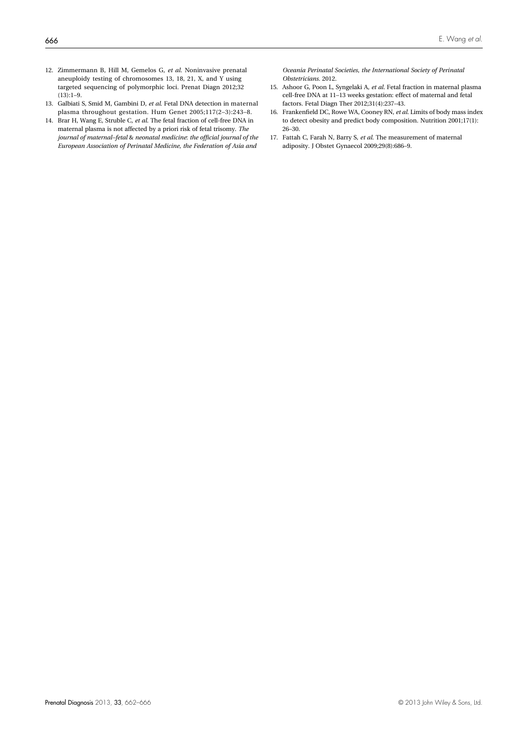12. Zimmermann B, Hill M, Gemelos G, *et al*. Noninvasive prenatal aneuploidy testing of chromosomes 13, 18, 21, X, and Y using targeted sequencing of polymorphic loci. Prenat Diagn 2012;32 (13):1–9.
13. Galbiati S, Smid M, Gambini D, *et al*. Fetal DNA detection in maternal plasma throughout gestation. Hum Genet 2005;117(2–3):243–8.
14. Brar H, Wang E, Struble C, *et al*. The fetal fraction of cell-free DNA in maternal plasma is not affected by a priori risk of fetal trisomy. *The journal of maternal–fetal & neonatal medicine*: *the official journal of the European Association of Perinatal Medicine*, *the Federation of Asia and Oceania Perinatal Societies*, *the International Society of Perinatal Obstetricians*. 2012.
15. Ashoor G, Poon L, Syngelaki A, *et al*. Fetal fraction in maternal plasma cell-free DNA at 11–13 weeks gestation: effect of maternal and fetal factors. Fetal Diagn Ther 2012;31(4):237–43.
16. Frankenfield DC, Rowe WA, Cooney RN, *et al*. Limits of body mass index to detect obesity and predict body composition. Nutrition 2001;17(1): 26–30.
17. Fattah C, Farah N, Barry S, *et al*. The measurement of maternal adiposity. J Obstet Gynaecol 2009;29(8):686–9.